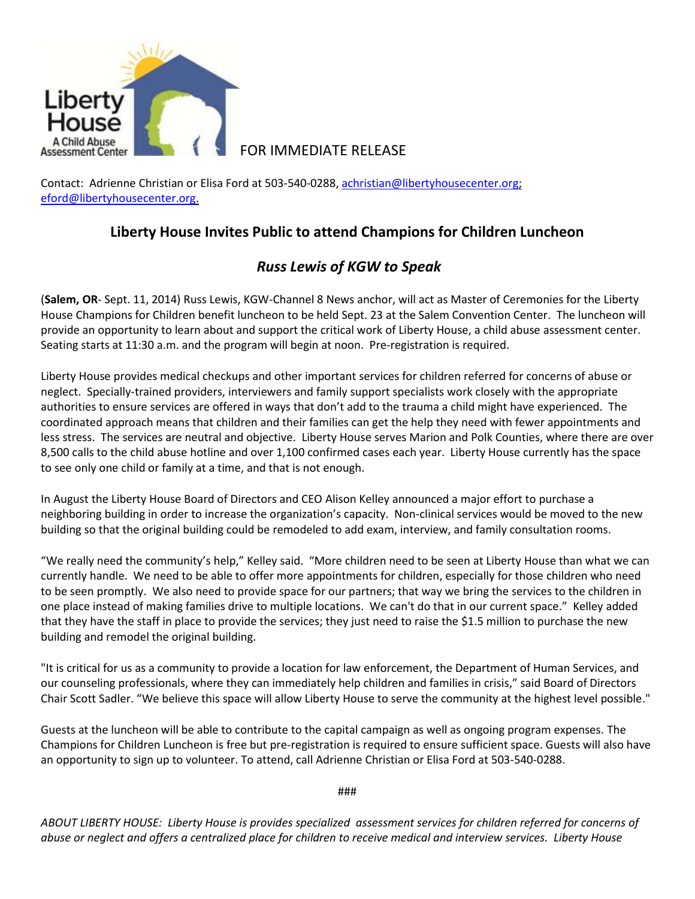Liberty House
A Child Abuse Assessment Center

FOR IMMEDIATE RELEASE

Contact: Adrienne Christian or Elisa Ford at 503-540-0288, achristian@libertyhousecenter.org; eford@libertyhousecenter.org.

## Liberty House Invites Public to attend Champions for Children Luncheon

### *Russ Lewis of KGW to Speak*

(**Salem, OR**- Sept. 11, 2014) Russ Lewis, KGW-Channel 8 News anchor, will act as Master of Ceremonies for the Liberty House Champions for Children benefit luncheon to be held Sept. 23 at the Salem Convention Center. The luncheon will provide an opportunity to learn about and support the critical work of Liberty House, a child abuse assessment center. Seating starts at 11:30 a.m. and the program will begin at noon. Pre-registration is required.

Liberty House provides medical checkups and other important services for children referred for concerns of abuse or neglect. Specially-trained providers, interviewers and family support specialists work closely with the appropriate authorities to ensure services are offered in ways that don't add to the trauma a child might have experienced. The coordinated approach means that children and their families can get the help they need with fewer appointments and less stress. The services are neutral and objective. Liberty House serves Marion and Polk Counties, where there are over 8,500 calls to the child abuse hotline and over 1,100 confirmed cases each year. Liberty House currently has the space to see only one child or family at a time, and that is not enough.

In August the Liberty House Board of Directors and CEO Alison Kelley announced a major effort to purchase a neighboring building in order to increase the organization's capacity. Non-clinical services would be moved to the new building so that the original building could be remodeled to add exam, interview, and family consultation rooms.

"We really need the community's help," Kelley said. "More children need to be seen at Liberty House than what we can currently handle. We need to be able to offer more appointments for children, especially for those children who need to be seen promptly. We also need to provide space for our partners; that way we bring the services to the children in one place instead of making families drive to multiple locations. We can't do that in our current space." Kelley added that they have the staff in place to provide the services; they just need to raise the $1.5 million to purchase the new building and remodel the original building.

"It is critical for us as a community to provide a location for law enforcement, the Department of Human Services, and our counseling professionals, where they can immediately help children and families in crisis," said Board of Directors Chair Scott Sadler. "We believe this space will allow Liberty House to serve the community at the highest level possible."

Guests at the luncheon will be able to contribute to the capital campaign as well as ongoing program expenses. The Champions for Children Luncheon is free but pre-registration is required to ensure sufficient space. Guests will also have an opportunity to sign up to volunteer. To attend, call Adrienne Christian or Elisa Ford at 503-540-0288.

###

*ABOUT LIBERTY HOUSE: Liberty House is provides specialized assessment services for children referred for concerns of abuse or neglect and offers a centralized place for children to receive medical and interview services. Liberty House*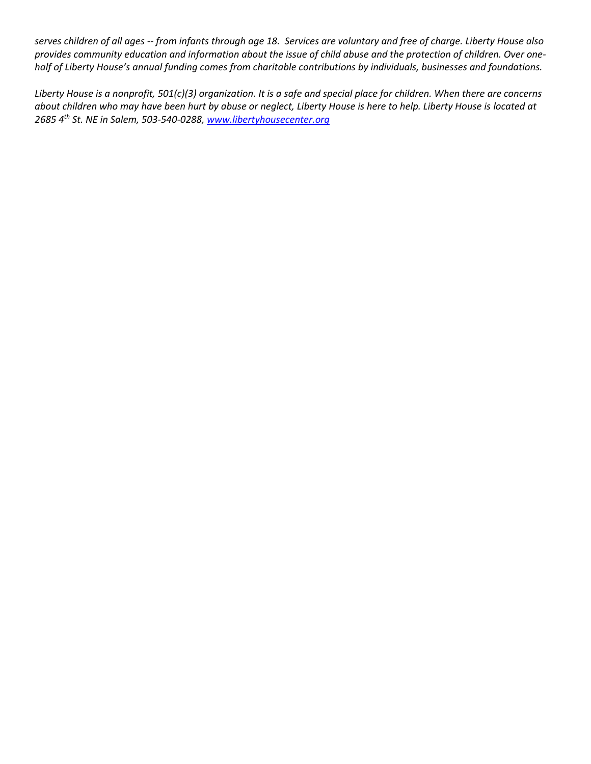*serves children of all ages -- from infants through age 18. Services are voluntary and free of charge. Liberty House also provides community education and information about the issue of child abuse and the protection of children. Over one-half of Liberty House's annual funding comes from charitable contributions by individuals, businesses and foundations.*

*Liberty House is a nonprofit, 501(c)(3) organization. It is a safe and special place for children. When there are concerns about children who may have been hurt by abuse or neglect, Liberty House is here to help. Liberty House is located at 2685 4th St. NE in Salem, 503-540-0288, [www.libertyhousecenter.org](http://www.libertyhousecenter.org)*